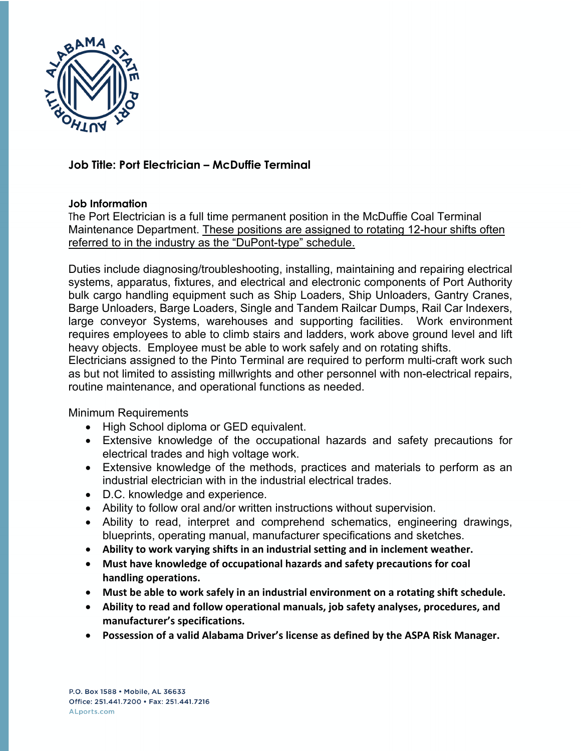## Job Title: Port Electrician – McDuffie Terminal

### Job Information

The Port Electrician is a full time permanent position in the McDuffie Coal Terminal Maintenance Department. These positions are assigned to rotating 12-hour shifts often referred to in the industry as the "DuPont-type" schedule.

Duties include diagnosing/troubleshooting, installing, maintaining and repairing electrical systems, apparatus, fixtures, and electrical and electronic components of Port Authority bulk cargo handling equipment such as Ship Loaders, Ship Unloaders, Gantry Cranes, Barge Unloaders, Barge Loaders, Single and Tandem Railcar Dumps, Rail Car Indexers, large conveyor Systems, warehouses and supporting facilities. Work environment requires employees to able to climb stairs and ladders, work above ground level and lift heavy objects. Employee must be able to work safely and on rotating shifts.
Electricians assigned to the Pinto Terminal are required to perform multi-craft work such as but not limited to assisting millwrights and other personnel with non-electrical repairs, routine maintenance, and operational functions as needed.

Minimum Requirements

- High School diploma or GED equivalent.
- Extensive knowledge of the occupational hazards and safety precautions for electrical trades and high voltage work.
- Extensive knowledge of the methods, practices and materials to perform as an industrial electrician with in the industrial electrical trades.
- D.C. knowledge and experience.
- Ability to follow oral and/or written instructions without supervision.
- Ability to read, interpret and comprehend schematics, engineering drawings, blueprints, operating manual, manufacturer specifications and sketches.
- **Ability to work varying shifts in an industrial setting and in inclement weather.**
- **Must have knowledge of occupational hazards and safety precautions for coal handling operations.**
- **Must be able to work safely in an industrial environment on a rotating shift schedule.**
- **Ability to read and follow operational manuals, job safety analyses, procedures, and manufacturer's specifications.**
- **Possession of a valid Alabama Driver's license as defined by the ASPA Risk Manager.**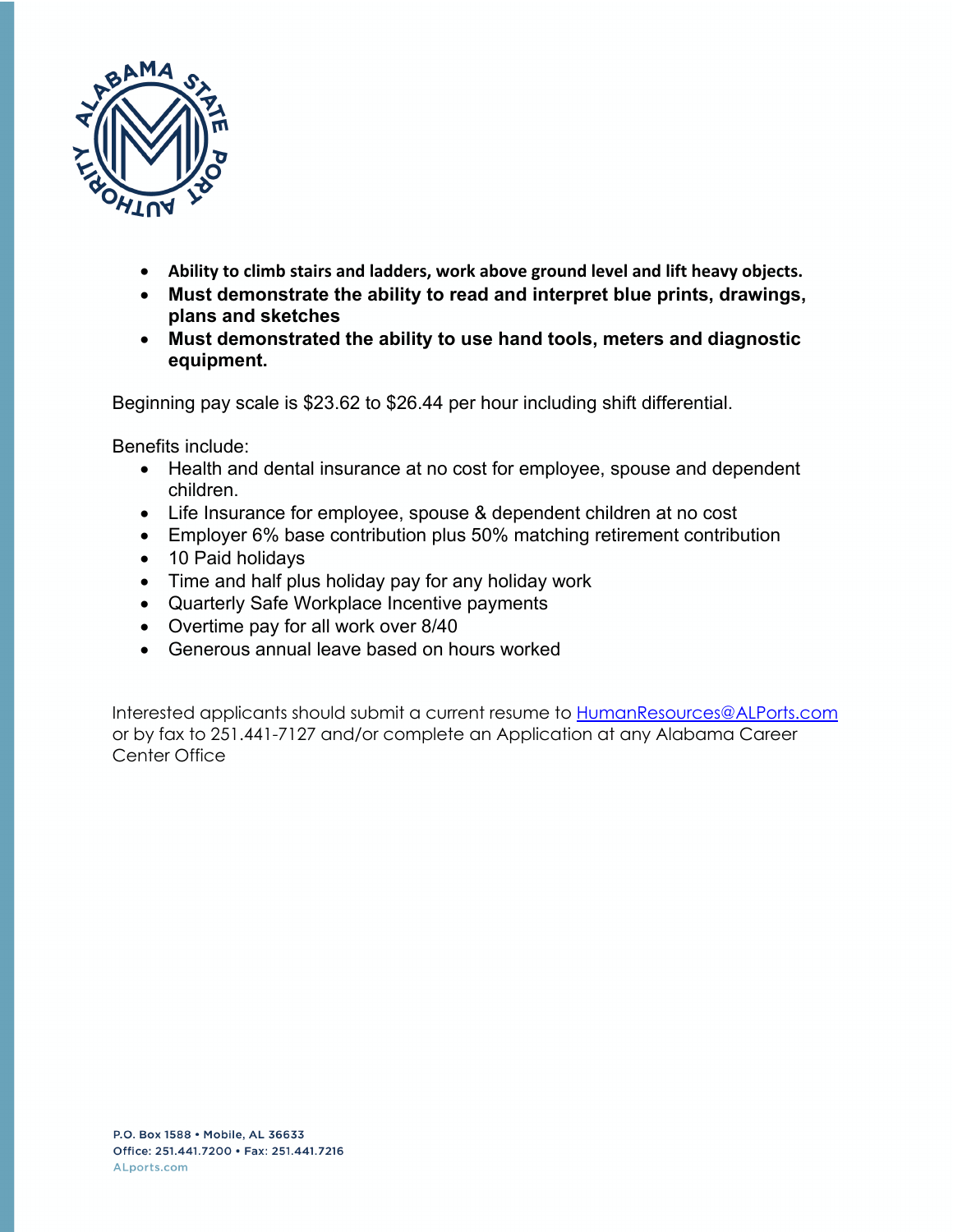- **Ability to climb stairs and ladders, work above ground level and lift heavy objects.**
- **Must demonstrate the ability to read and interpret blue prints, drawings, plans and sketches**
- **Must demonstrated the ability to use hand tools, meters and diagnostic equipment.**

Beginning pay scale is $23.62 to $26.44 per hour including shift differential.

Benefits include:

- Health and dental insurance at no cost for employee, spouse and dependent children.
- Life Insurance for employee, spouse & dependent children at no cost
- Employer 6% base contribution plus 50% matching retirement contribution
- 10 Paid holidays
- Time and half plus holiday pay for any holiday work
- Quarterly Safe Workplace Incentive payments
- Overtime pay for all work over 8/40
- Generous annual leave based on hours worked

Interested applicants should submit a current resume to HumanResources@ALPorts.com or by fax to 251.441-7127 and/or complete an Application at any Alabama Career Center Office

P.O. Box 1588 • Mobile, AL 36633
Office: 251.441.7200 • Fax: 251.441.7216
ALports.com